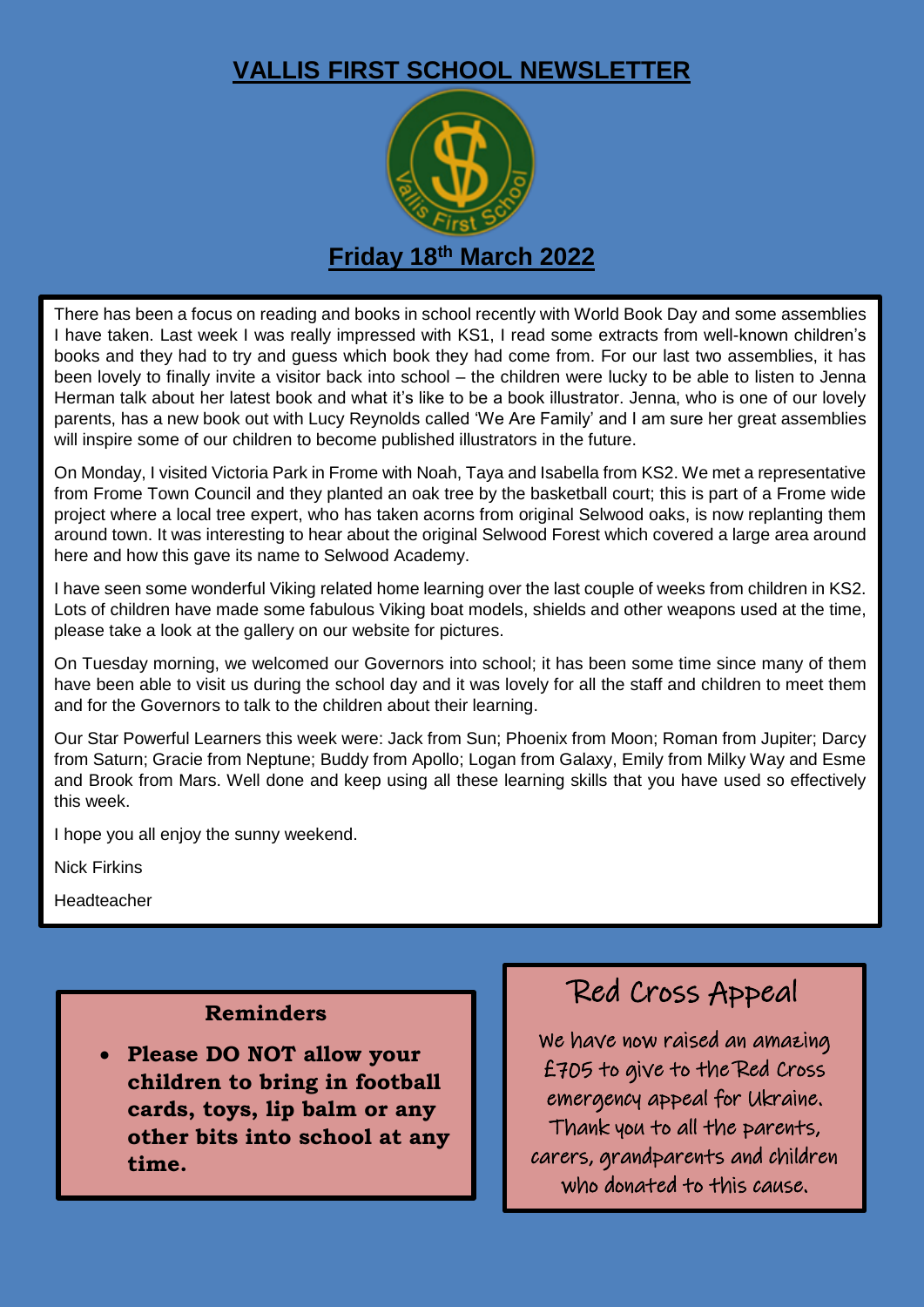# VALLIS FIRST SCHOOL NEWSLETTER

## Friday 18th March 2022

There has been a focus on reading and books in school recently with World Book Day and some assemblies I have taken. Last week I was really impressed with KS1, I read some extracts from well-known children's books and they had to try and guess which book they had come from. For our last two assemblies, it has been lovely to finally invite a visitor back into school – the children were lucky to be able to listen to Jenna Herman talk about her latest book and what it's like to be a book illustrator. Jenna, who is one of our lovely parents, has a new book out with Lucy Reynolds called 'We Are Family' and I am sure her great assemblies will inspire some of our children to become published illustrators in the future.

On Monday, I visited Victoria Park in Frome with Noah, Taya and Isabella from KS2. We met a representative from Frome Town Council and they planted an oak tree by the basketball court; this is part of a Frome wide project where a local tree expert, who has taken acorns from original Selwood oaks, is now replanting them around town. It was interesting to hear about the original Selwood Forest which covered a large area around here and how this gave its name to Selwood Academy.

I have seen some wonderful Viking related home learning over the last couple of weeks from children in KS2. Lots of children have made some fabulous Viking boat models, shields and other weapons used at the time, please take a look at the gallery on our website for pictures.

On Tuesday morning, we welcomed our Governors into school; it has been some time since many of them have been able to visit us during the school day and it was lovely for all the staff and children to meet them and for the Governors to talk to the children about their learning.

Our Star Powerful Learners this week were: Jack from Sun; Phoenix from Moon; Roman from Jupiter; Darcy from Saturn; Gracie from Neptune; Buddy from Apollo; Logan from Galaxy, Emily from Milky Way and Esme and Brook from Mars. Well done and keep using all these learning skills that you have used so effectively this week.

I hope you all enjoy the sunny weekend.

Nick Firkins

Headteacher

### Reminders

- **Please DO NOT allow your children to bring in football cards, toys, lip balm or any other bits into school at any time.**

### Red Cross Appeal

We have now raised an amazing £705 to give to the Red Cross emergency appeal for Ukraine. Thank you to all the parents, carers, grandparents and children who donated to this cause.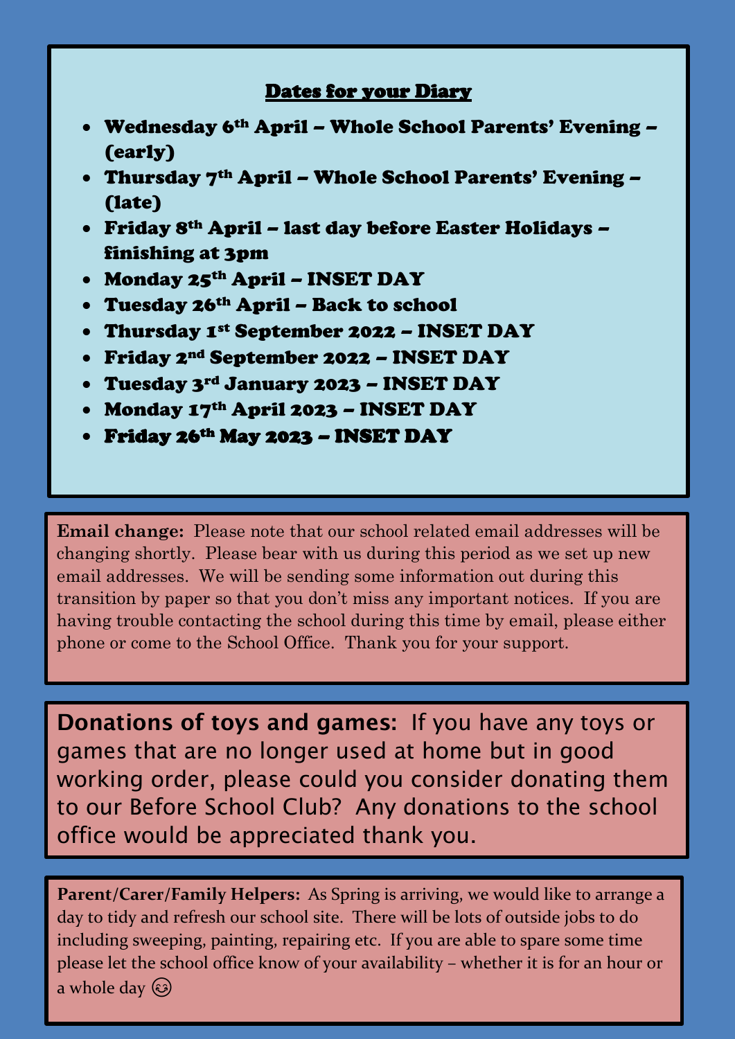## Dates for your Diary

- **Wednesday 6th April – Whole School Parents' Evening – (early)**
- **Thursday 7th April – Whole School Parents' Evening – (late)**
- **Friday 8th April – last day before Easter Holidays – finishing at 3pm**
- **Monday 25th April – INSET DAY**
- **Tuesday 26th April – Back to school**
- **Thursday 1st September 2022 – INSET DAY**
- **Friday 2nd September 2022 – INSET DAY**
- **Tuesday 3rd January 2023 – INSET DAY**
- **Monday 17th April 2023 – INSET DAY**
- **Friday 26th May 2023 – INSET DAY**

**Email change:** Please note that our school related email addresses will be changing shortly. Please bear with us during this period as we set up new email addresses. We will be sending some information out during this transition by paper so that you don't miss any important notices. If you are having trouble contacting the school during this time by email, please either phone or come to the School Office. Thank you for your support.

**Donations of toys and games:** If you have any toys or games that are no longer used at home but in good working order, please could you consider donating them to our Before School Club? Any donations to the school office would be appreciated thank you.

**Parent/Carer/Family Helpers:** As Spring is arriving, we would like to arrange a day to tidy and refresh our school site. There will be lots of outside jobs to do including sweeping, painting, repairing etc. If you are able to spare some time please let the school office know of your availability – whether it is for an hour or a whole day 😊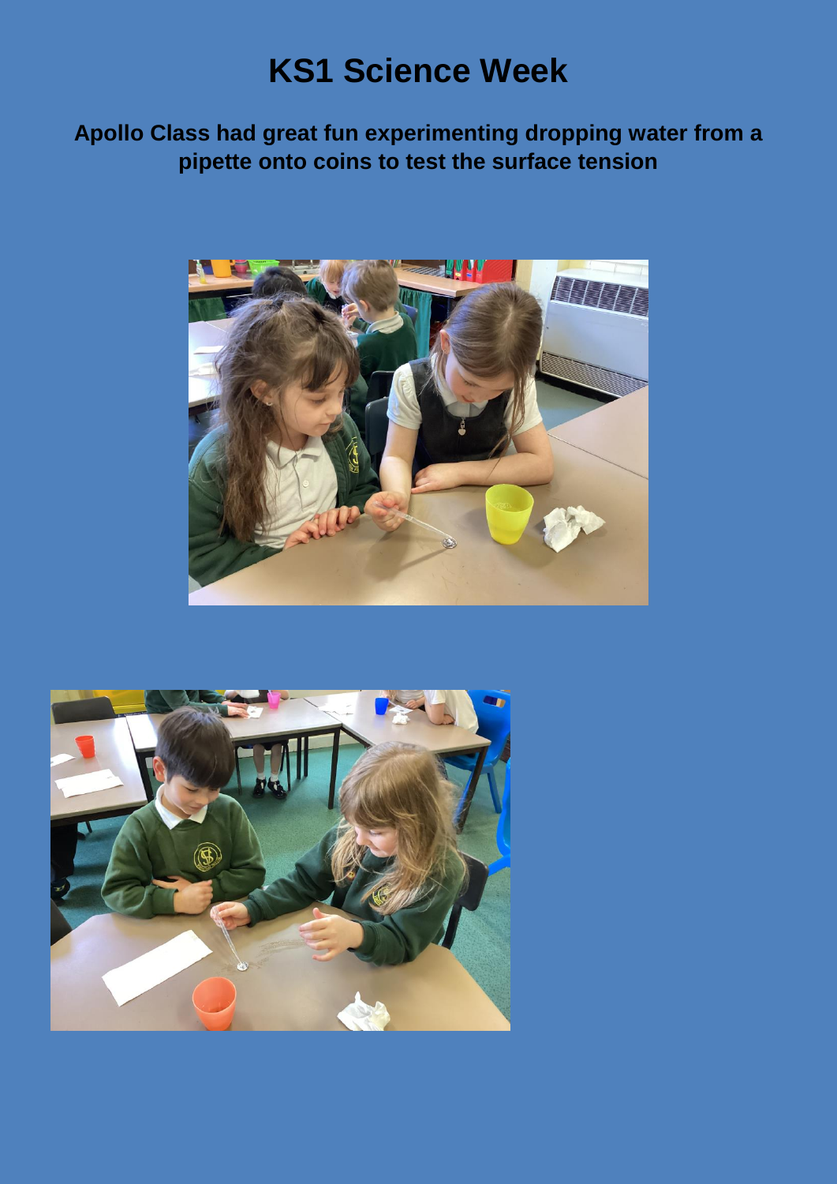# KS1 Science Week

**Apollo Class had great fun experimenting dropping water from a pipette onto coins to test the surface tension**